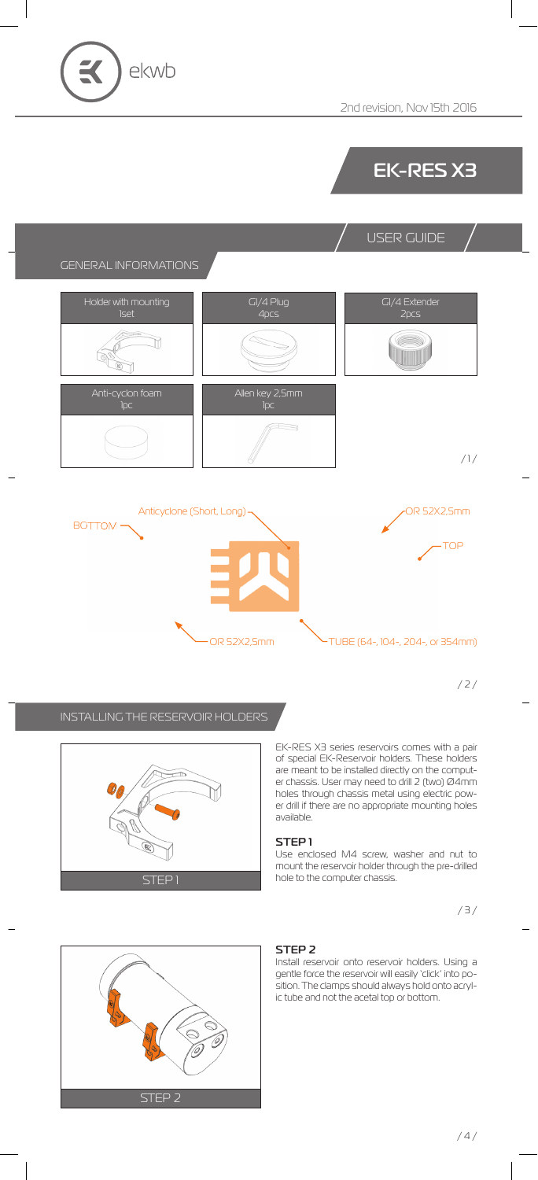ekwb

2nd revision, Nov 15th 2016

# EK-RES X3

## USER GUIDE

### GENERAL INFORMATIONS

| Holder with mounting 1set | G1/4 Plug 4pcs | G1/4 Extender 2pcs |
|---|---|---|
| Anti-cyclon foam 1pc | Allen key 2,5mm 1pc | |

BOTTOM

Anticyclone (Short, Long)

OR 52X2,5mm

TOP

OR 52X2,5mm

TUBE (64-, 104-, 204-, or 354mm)

### INSTALLING THE RESERVOIR HOLDERS

EK-RES X3 series reservoirs comes with a pair of special EK-Reservoir holders. These holders are meant to be installed directly on the computer chassis. User may need to drill 2 (two) Ø4mm holes through chassis metal using electric power drill if there are no appropriate mounting holes available.

#### STEP 1

Use enclosed M4 screw, washer and nut to mount the reservoir holder through the pre-drilled hole to the computer chassis.

STEP 1

#### STEP 2

Install reservoir onto reservoir holders. Using a gentle force the reservoir will easily 'click' into position. The clamps should always hold onto acrylic tube and not the acetal top or bottom.

STEP 2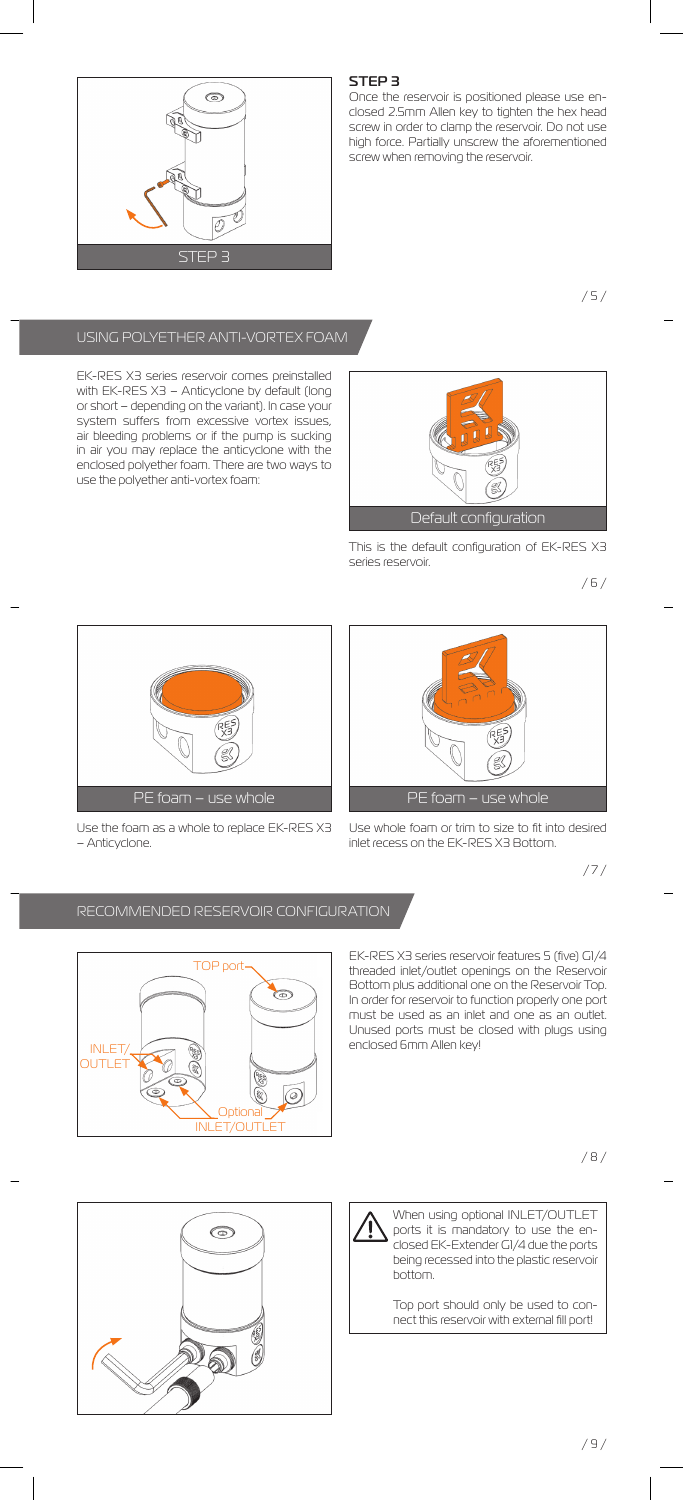### STEP 3

Once the reservoir is positioned please use enclosed 2.5mm Allen key to tighten the hex head screw in order to clamp the reservoir. Do not use high force. Partially unscrew the aforementioned screw when removing the reservoir.

STEP 3

## USING POLYETHER ANTI-VORTEX FOAM

EK-RES X3 series reservoir comes preinstalled with EK-RES X3 – Anticyclone by default (long or short – depending on the variant). In case your system suffers from excessive vortex issues, air bleeding problems or if the pump is sucking in air you may replace the anticyclone with the enclosed polyether foam. There are two ways to use the polyether anti-vortex foam:

Default configuration

This is the default configuration of EK-RES X3 series reservoir.

PE foam – use whole

Use the foam as a whole to replace EK-RES X3 – Anticyclone.

PE foam – use whole

Use whole foam or trim to size to fit into desired inlet recess on the EK-RES X3 Bottom.

## RECOMMENDED RESERVOIR CONFIGURATION

TOP port

INLET/OUTLET

Optional INLET/OUTLET

EK-RES X3 series reservoir features 5 (five) G1/4 threaded inlet/outlet openings on the Reservoir Bottom plus additional one on the Reservoir Top. In order for reservoir to function properly one port must be used as an inlet and one as an outlet. Unused ports must be closed with plugs using enclosed 6mm Allen key!

When using optional INLET/OUTLET ports it is mandatory to use the enclosed EK-Extender G1/4 due the ports being recessed into the plastic reservoir bottom.

Top port should only be used to connect this reservoir with external fill port!